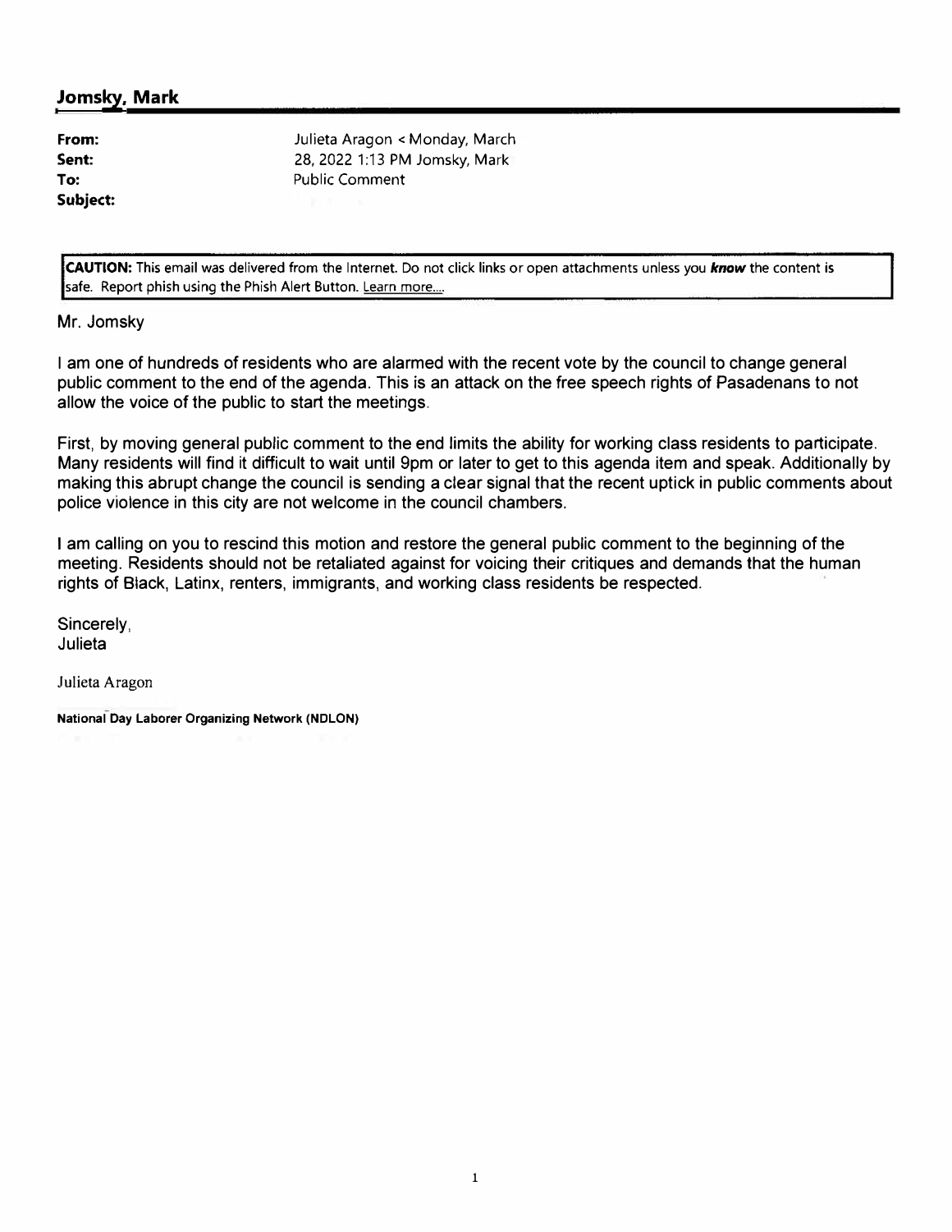## Jomsky, Mark

| | |
|---|---|
| **From:** | Julieta Aragon < Monday, March |
| **Sent:** | 28, 2022 1:13 PM Jomsky, Mark |
| **To:** | Public Comment |
| **Subject:** | |

**CAUTION:** This email was delivered from the Internet. Do not click links or open attachments unless you ***know*** the content is safe. Report phish using the Phish Alert Button. Learn more....

Mr. Jomsky

I am one of hundreds of residents who are alarmed with the recent vote by the council to change general public comment to the end of the agenda. This is an attack on the free speech rights of Pasadenans to not allow the voice of the public to start the meetings.

First, by moving general public comment to the end limits the ability for working class residents to participate. Many residents will find it difficult to wait until 9pm or later to get to this agenda item and speak. Additionally by making this abrupt change the council is sending a clear signal that the recent uptick in public comments about police violence in this city are not welcome in the council chambers.

I am calling on you to rescind this motion and restore the general public comment to the beginning of the meeting. Residents should not be retaliated against for voicing their critiques and demands that the human rights of Black, Latinx, renters, immigrants, and working class residents be respected.

Sincerely,
Julieta

Julieta Aragon

**National Day Laborer Organizing Network (NDLON)**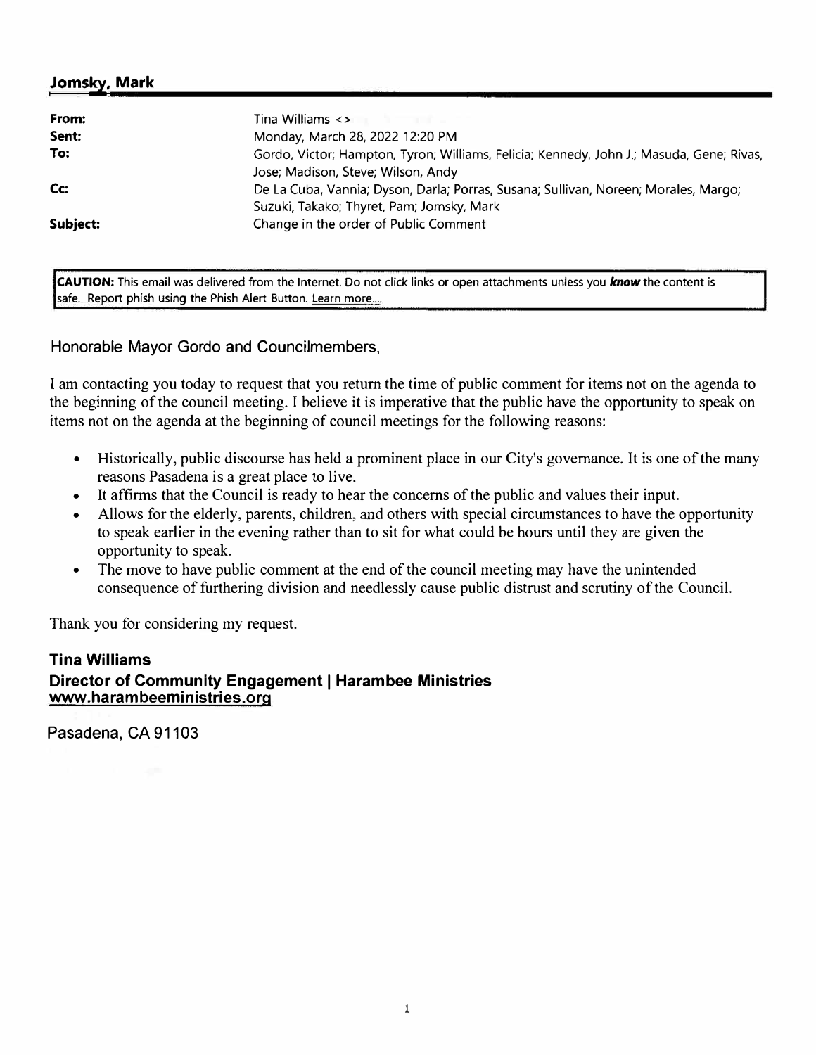**Jomsky, Mark**

| | |
|---|---|
| **From:** | Tina Williams <> |
| **Sent:** | Monday, March 28, 2022 12:20 PM |
| **To:** | Gordo, Victor; Hampton, Tyron; Williams, Felicia; Kennedy, John J.; Masuda, Gene; Rivas, Jose; Madison, Steve; Wilson, Andy |
| **Cc:** | De La Cuba, Vannia; Dyson, Darla; Porras, Susana; Sullivan, Noreen; Morales, Margo; Suzuki, Takako; Thyret, Pam; Jomsky, Mark |
| **Subject:** | Change in the order of Public Comment |

**CAUTION:** This email was delivered from the Internet. Do not click links or open attachments unless you ***know*** the content is safe. Report phish using the Phish Alert Button. Learn more....

Honorable Mayor Gordo and Councilmembers,

I am contacting you today to request that you return the time of public comment for items not on the agenda to the beginning of the council meeting. I believe it is imperative that the public have the opportunity to speak on items not on the agenda at the beginning of council meetings for the following reasons:

- Historically, public discourse has held a prominent place in our City's governance. It is one of the many reasons Pasadena is a great place to live.
- It affirms that the Council is ready to hear the concerns of the public and values their input.
- Allows for the elderly, parents, children, and others with special circumstances to have the opportunity to speak earlier in the evening rather than to sit for what could be hours until they are given the opportunity to speak.
- The move to have public comment at the end of the council meeting may have the unintended consequence of furthering division and needlessly cause public distrust and scrutiny of the Council.

Thank you for considering my request.

**Tina Williams**
**Director of Community Engagement | Harambee Ministries**
**www.harambeeministries.org**

Pasadena, CA 91103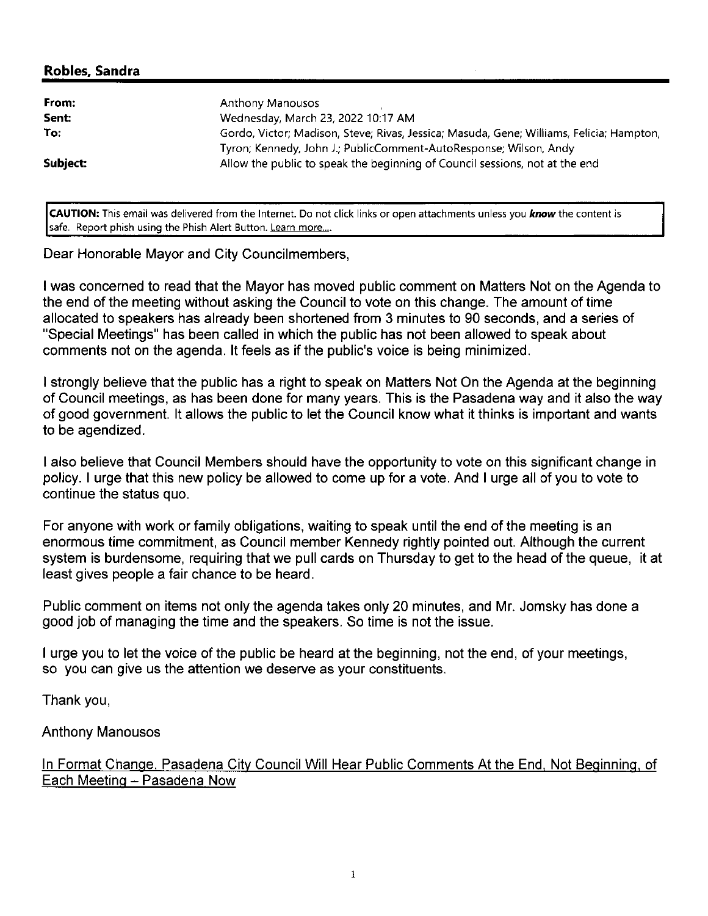**Robles, Sandra**

| | |
|---|---|
| **From:** | Anthony Manousos |
| **Sent:** | Wednesday, March 23, 2022 10:17 AM |
| **To:** | Gordo, Victor; Madison, Steve; Rivas, Jessica; Masuda, Gene; Williams, Felicia; Hampton, Tyron; Kennedy, John J.; PublicComment-AutoResponse; Wilson, Andy |
| **Subject:** | Allow the public to speak the beginning of Council sessions, not at the end |

**CAUTION:** This email was delivered from the Internet. Do not click links or open attachments unless you ***know*** the content is safe. Report phish using the Phish Alert Button. Learn more....

Dear Honorable Mayor and City Councilmembers,

I was concerned to read that the Mayor has moved public comment on Matters Not on the Agenda to the end of the meeting without asking the Council to vote on this change. The amount of time allocated to speakers has already been shortened from 3 minutes to 90 seconds, and a series of "Special Meetings" has been called in which the public has not been allowed to speak about comments not on the agenda. It feels as if the public's voice is being minimized.

I strongly believe that the public has a right to speak on Matters Not On the Agenda at the beginning of Council meetings, as has been done for many years. This is the Pasadena way and it also the way of good government. It allows the public to let the Council know what it thinks is important and wants to be agendized.

I also believe that Council Members should have the opportunity to vote on this significant change in policy. I urge that this new policy be allowed to come up for a vote. And I urge all of you to vote to continue the status quo.

For anyone with work or family obligations, waiting to speak until the end of the meeting is an enormous time commitment, as Council member Kennedy rightly pointed out. Although the current system is burdensome, requiring that we pull cards on Thursday to get to the head of the queue, it at least gives people a fair chance to be heard.

Public comment on items not only the agenda takes only 20 minutes, and Mr. Jomsky has done a good job of managing the time and the speakers. So time is not the issue.

I urge you to let the voice of the public be heard at the beginning, not the end, of your meetings, so you can give us the attention we deserve as your constituents.

Thank you,

Anthony Manousos

In Format Change, Pasadena City Council Will Hear Public Comments At the End, Not Beginning, of Each Meeting – Pasadena Now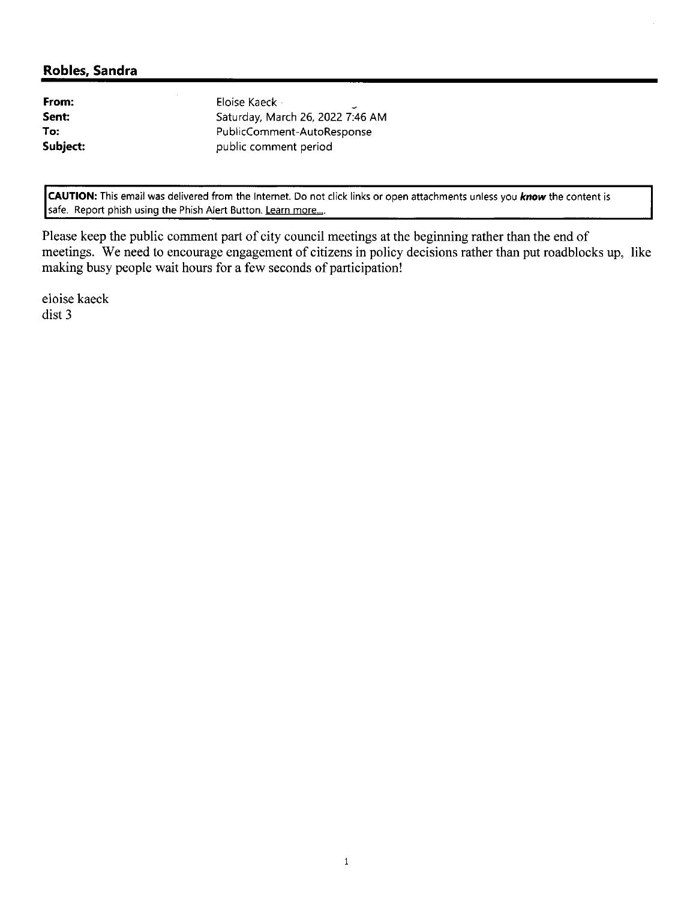## Robles, Sandra

| | |
|---|---|
| **From:** | Eloise Kaeck |
| **Sent:** | Saturday, March 26, 2022 7:46 AM |
| **To:** | PublicComment-AutoResponse |
| **Subject:** | public comment period |

**CAUTION:** This email was delivered from the Internet. Do not click links or open attachments unless you ***know*** the content is safe. Report phish using the Phish Alert Button. Learn more....

Please keep the public comment part of city council meetings at the beginning rather than the end of meetings. We need to encourage engagement of citizens in policy decisions rather than put roadblocks up, like making busy people wait hours for a few seconds of participation!

eloise kaeck
dist 3